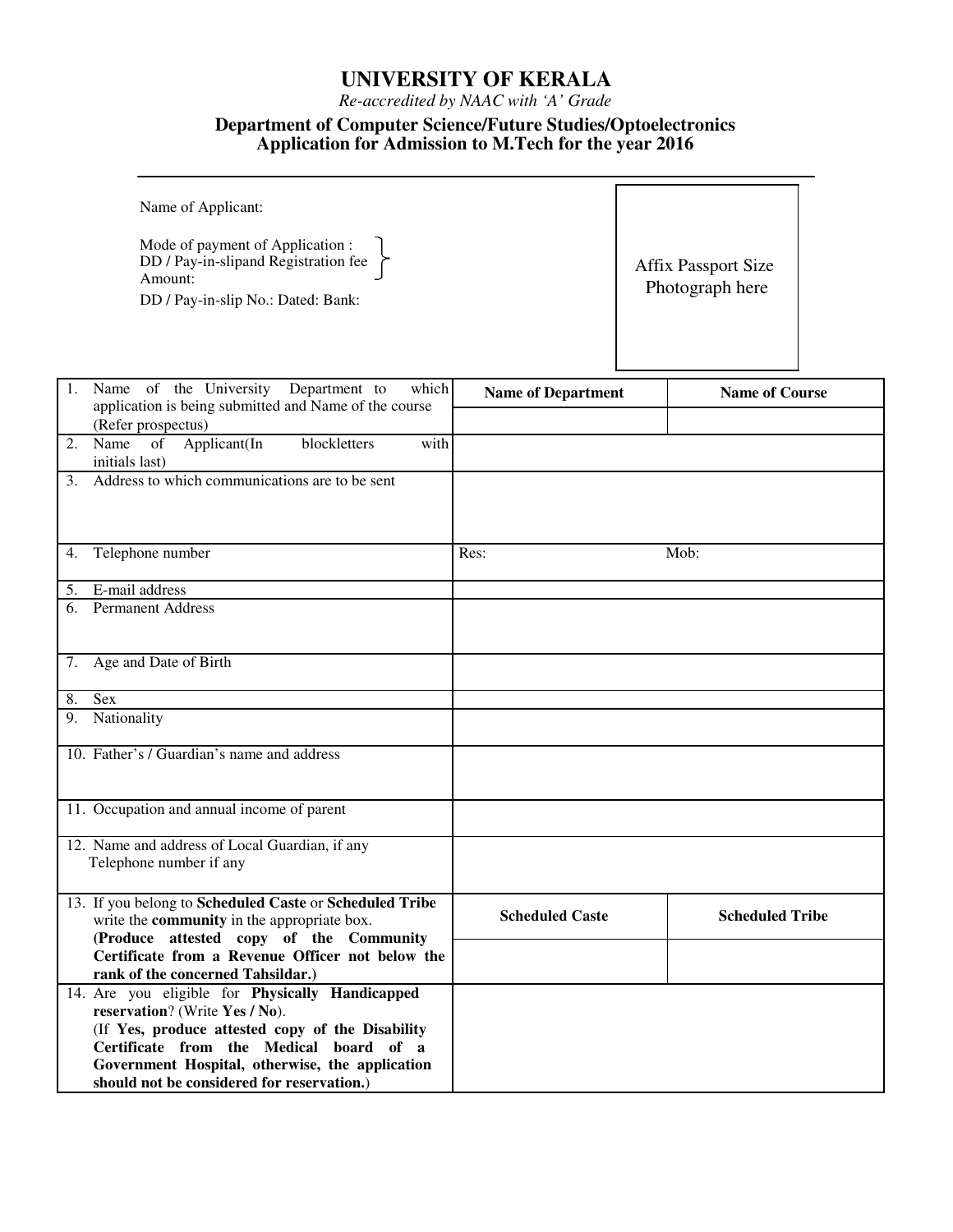# UNIVERSITY OF KERALA

*Re-accredited by NAAC with 'A' Grade*

### Department of Computer Science/Future Studies/Optoelectronics
### Application for Admission to M.Tech for the year 2016

---

Name of Applicant:

Mode of payment of Application :
DD / Pay-in-slipand Registration fee
Amount:

DD / Pay-in-slip No.: Dated: Bank:

Affix Passport Size Photograph here

| | | |
|---|---|---|
| 1. Name of the University Department to which application is being submitted and Name of the course (Refer prospectus) | **Name of Department** | **Name of Course** |
| | | |
| 2. Name of Applicant(In blockletters with initials last) | | |
| 3. Address to which communications are to be sent | | |
| 4. Telephone number | Res: | Mob: |
| 5. E-mail address | | |
| 6. Permanent Address | | |
| 7. Age and Date of Birth | | |
| 8. Sex | | |
| 9. Nationality | | |
| 10. Father's / Guardian's name and address | | |
| 11. Occupation and annual income of parent | | |
| 12. Name and address of Local Guardian, if any<br>Telephone number if any | | |
| 13. If you belong to **Scheduled Caste** or **Scheduled Tribe** write the **community** in the appropriate box. **(Produce attested copy of the Community Certificate from a Revenue Officer not below the rank of the concerned Tahsildar.)** | **Scheduled Caste** | **Scheduled Tribe** |
| | | |
| 14. Are you eligible for **Physically Handicapped reservation**? (Write **Yes / No**).<br>(If **Yes, produce attested copy of the Disability Certificate from the Medical board of a Government Hospital, otherwise, the application should not be considered for reservation.**) | | |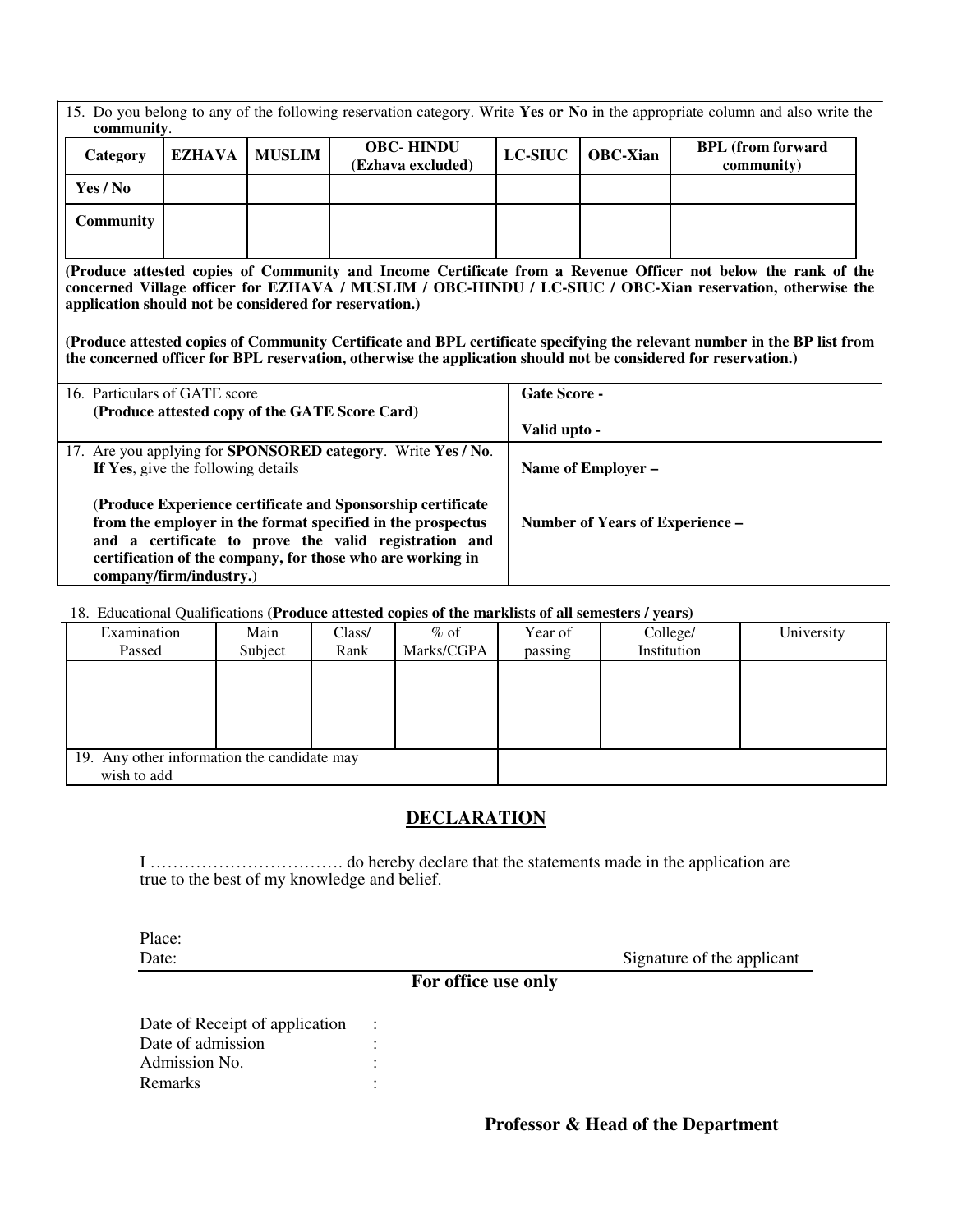15. Do you belong to any of the following reservation category. Write **Yes or No** in the appropriate column and also write the **community**.

| Category | EZHAVA | MUSLIM | OBC- HINDU (Ezhava excluded) | LC-SIUC | OBC-Xian | BPL (from forward community) |
|---|---|---|---|---|---|---|
| Yes / No | | | | | | |
| Community | | | | | | |

**(Produce attested copies of Community and Income Certificate from a Revenue Officer not below the rank of the concerned Village officer for EZHAVA / MUSLIM / OBC-HINDU / LC-SIUC / OBC-Xian reservation, otherwise the application should not be considered for reservation.)**

**(Produce attested copies of Community Certificate and BPL certificate specifying the relevant number in the BP list from the concerned officer for BPL reservation, otherwise the application should not be considered for reservation.)**

| | |
|---|---|
| 16. Particulars of GATE score **(Produce attested copy of the GATE Score Card)** | **Gate Score -** <br> **Valid upto -** |
| 17. Are you applying for **SONSORED category**. Write **Yes / No**. **If Yes**, give the following details <br> (**Produce Experience certificate and Sponsorship certificate from the employer in the format specified in the prospectus and a certificate to prove the valid registration and certification of the company, for those who are working in company/firm/industry.**) | **Name of Employer –** <br> **Number of Years of Experience –** |

18. Educational Qualifications **(Produce attested copies of the marklists of all semesters / years)**

| Examination Passed | Main Subject | Class/ Rank | % of Marks/CGPA | Year of passing | College/ Institution | University |
|---|---|---|---|---|---|---|
| | | | | | | |

| | |
|---|---|
| 19. Any other information the candidate may wish to add | |

## DECLARATION

I ……………………………. do hereby declare that the statements made in the application are true to the best of my knowledge and belief.

Place:
Date: Signature of the applicant

**For office use only**

Date of Receipt of application :
Date of admission :
Admission No. :
Remarks :

**Professor & Head of the Department**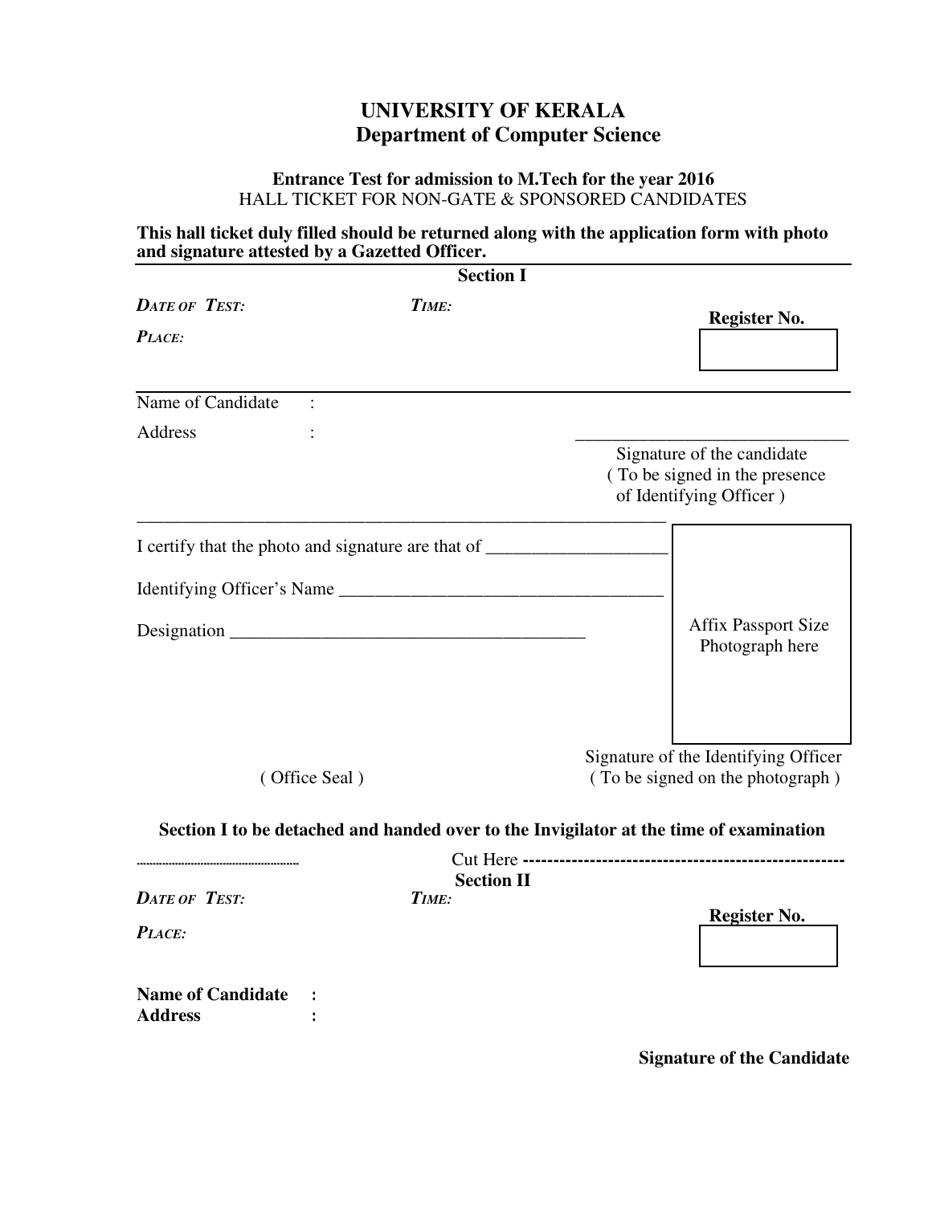# UNIVERSITY OF KERALA
## Department of Computer Science

**Entrance Test for admission to M.Tech for the year 2016**
HALL TICKET FOR NON-GATE & SPONSORED CANDIDATES

**This hall ticket duly filled should be returned along with the application form with photo and signature attested by a Gazetted Officer.**

---

**Section I**

***DATE OF TEST:*** ***TIME:***

***PLACE:***

**Register No.**

---

Name of Candidate :

Address :

\_\_\_\_\_\_\_\_\_\_\_\_\_\_\_\_\_\_\_\_\_\_\_\_\_\_\_\_\_\_
Signature of the candidate
( To be signed in the presence of Identifying Officer )

---

I certify that the photo and signature are that of \_\_\_\_\_\_\_\_\_\_\_\_\_\_\_\_\_\_\_\_

Identifying Officer's Name \_\_\_\_\_\_\_\_\_\_\_\_\_\_\_\_\_\_\_\_\_\_\_\_\_\_\_\_\_\_\_\_\_\_\_\_

Designation \_\_\_\_\_\_\_\_\_\_\_\_\_\_\_\_\_\_\_\_\_\_\_\_\_\_\_\_\_\_\_\_\_\_\_\_\_\_\_\_

Affix Passport Size Photograph here

( Office Seal )

Signature of the Identifying Officer
( To be signed on the photograph )

**Section I to be detached and handed over to the Invigilator at the time of examination**

Cut Here ----------------------------------------------------

**Section II**

***DATE OF TEST:*** ***TIME:***

***PLACE:***

**Register No.**

**Name of Candidate :**
**Address :**

**Signature of the Candidate**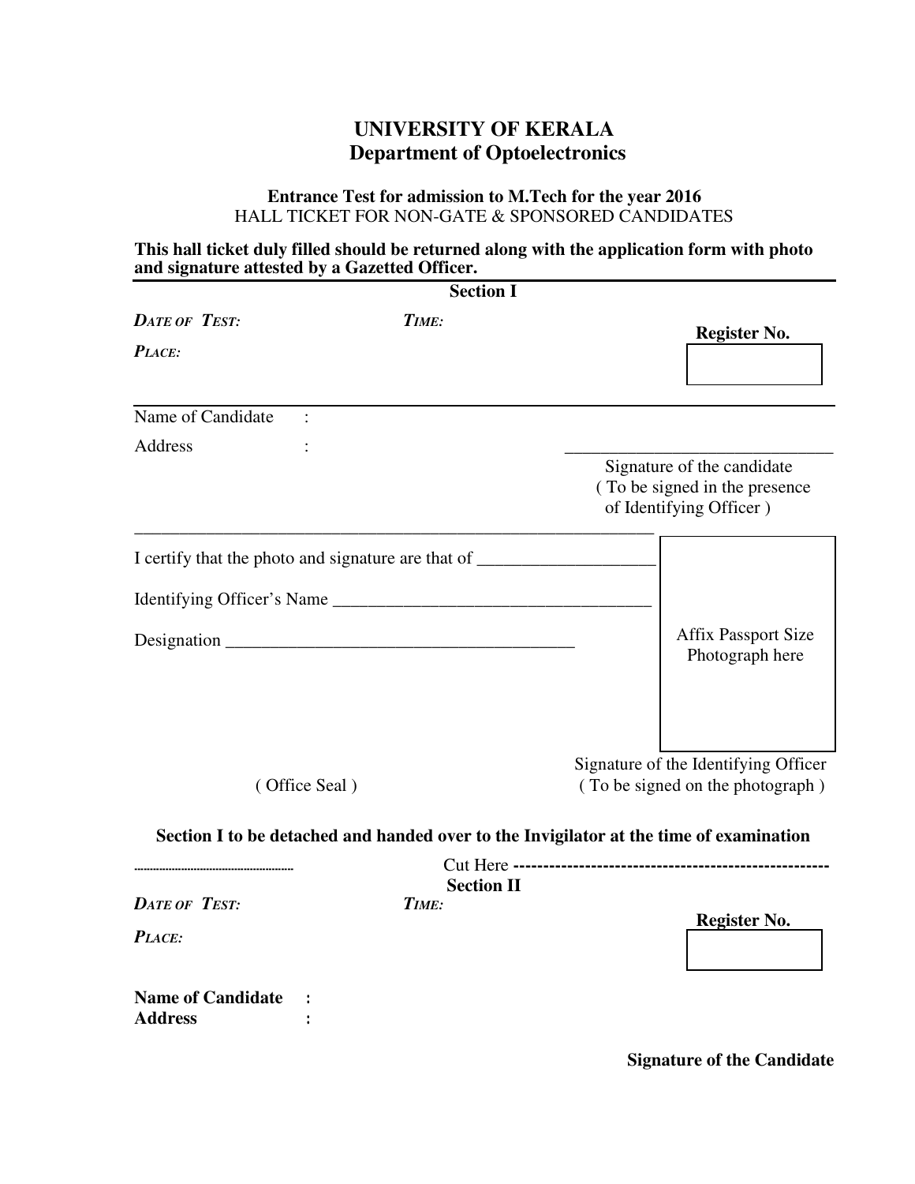# UNIVERSITY OF KERALA
## Department of Optoelectronics

**Entrance Test for admission to M.Tech for the year 2016**
HALL TICKET FOR NON-GATE & SPONSORED CANDIDATES

**This hall ticket duly filled should be returned along with the application form with photo and signature attested by a Gazetted Officer.**

---

**Section I**

*DATE OF TEST:* *TIME:*

**Register No.**

*PLACE:*

---

Name of Candidate :

Address :

\_\_\_\_\_\_\_\_\_\_\_\_\_\_\_\_\_\_\_\_\_\_\_\_\_\_\_\_\_\_
Signature of the candidate
( To be signed in the presence of Identifying Officer )

---

I certify that the photo and signature are that of \_\_\_\_\_\_\_\_\_\_\_\_\_\_\_\_\_\_\_\_

Identifying Officer's Name \_\_\_\_\_\_\_\_\_\_\_\_\_\_\_\_\_\_\_\_\_\_\_\_\_\_\_\_\_\_\_\_\_\_\_\_

Designation \_\_\_\_\_\_\_\_\_\_\_\_\_\_\_\_\_\_\_\_\_\_\_\_\_\_\_\_\_\_\_\_\_\_\_\_\_\_\_

Affix Passport Size Photograph here

( Office Seal )

Signature of the Identifying Officer
( To be signed on the photograph )

**Section I to be detached and handed over to the Invigilator at the time of examination**

Cut Here ----------------------------------------------------

**Section II**

*DATE OF TEST:* *TIME:*

**Register No.**

*PLACE:*

**Name of Candidate :**
**Address :**

**Signature of the Candidate**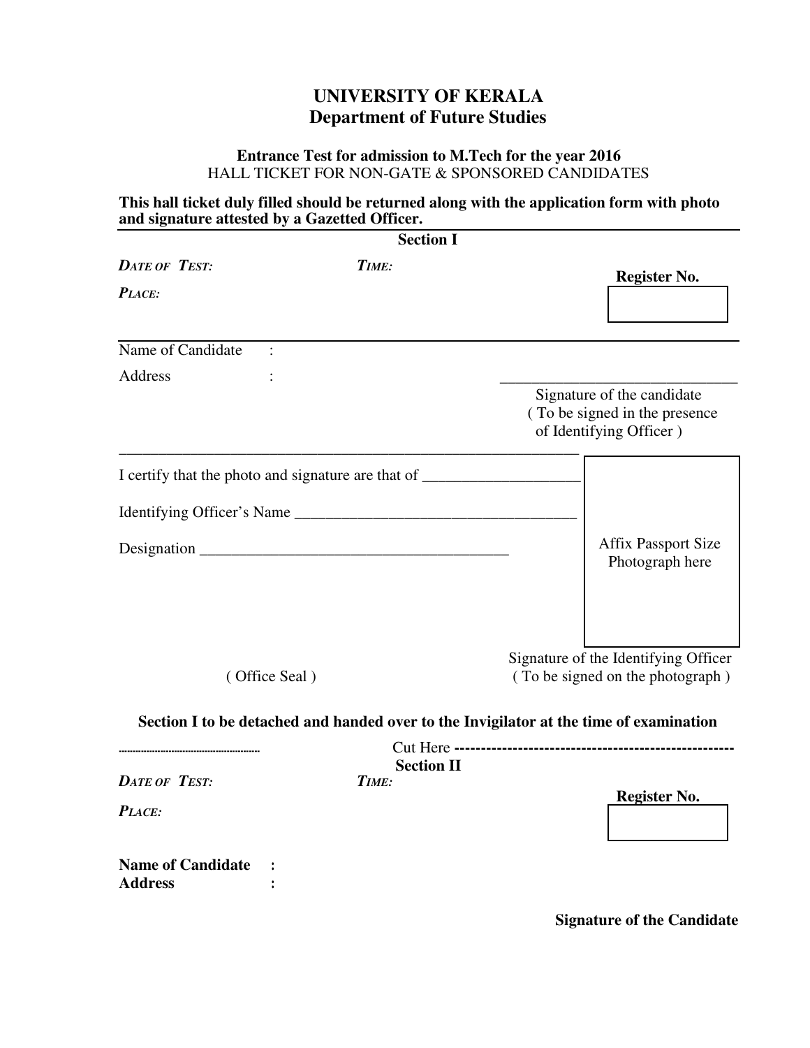# UNIVERSITY OF KERALA
## Department of Future Studies

**Entrance Test for admission to M.Tech for the year 2016**
HALL TICKET FOR NON-GATE & SPONSORED CANDIDATES

**This hall ticket duly filled should be returned along with the application form with photo and signature attested by a Gazetted Officer.**

---

**Section I**

***DATE OF TEST:*** ***TIME:***

***PLACE:***

**Register No.**

---

Name of Candidate :

Address :

_______________________________
Signature of the candidate
( To be signed in the presence of Identifying Officer )

_____________________________________________________________

I certify that the photo and signature are that of ____________________

Identifying Officer's Name ____________________________________

Designation ________________________________________

Affix Passport Size Photograph here

( Office Seal )

Signature of the Identifying Officer
( To be signed on the photograph )

**Section I to be detached and handed over to the Invigilator at the time of examination**

............................................................. Cut Here **----------------------------------------------------**

**Section II**

***DATE OF TEST:*** ***TIME:***

***PLACE:***

**Register No.**

**Name of Candidate :**
**Address :**

**Signature of the Candidate**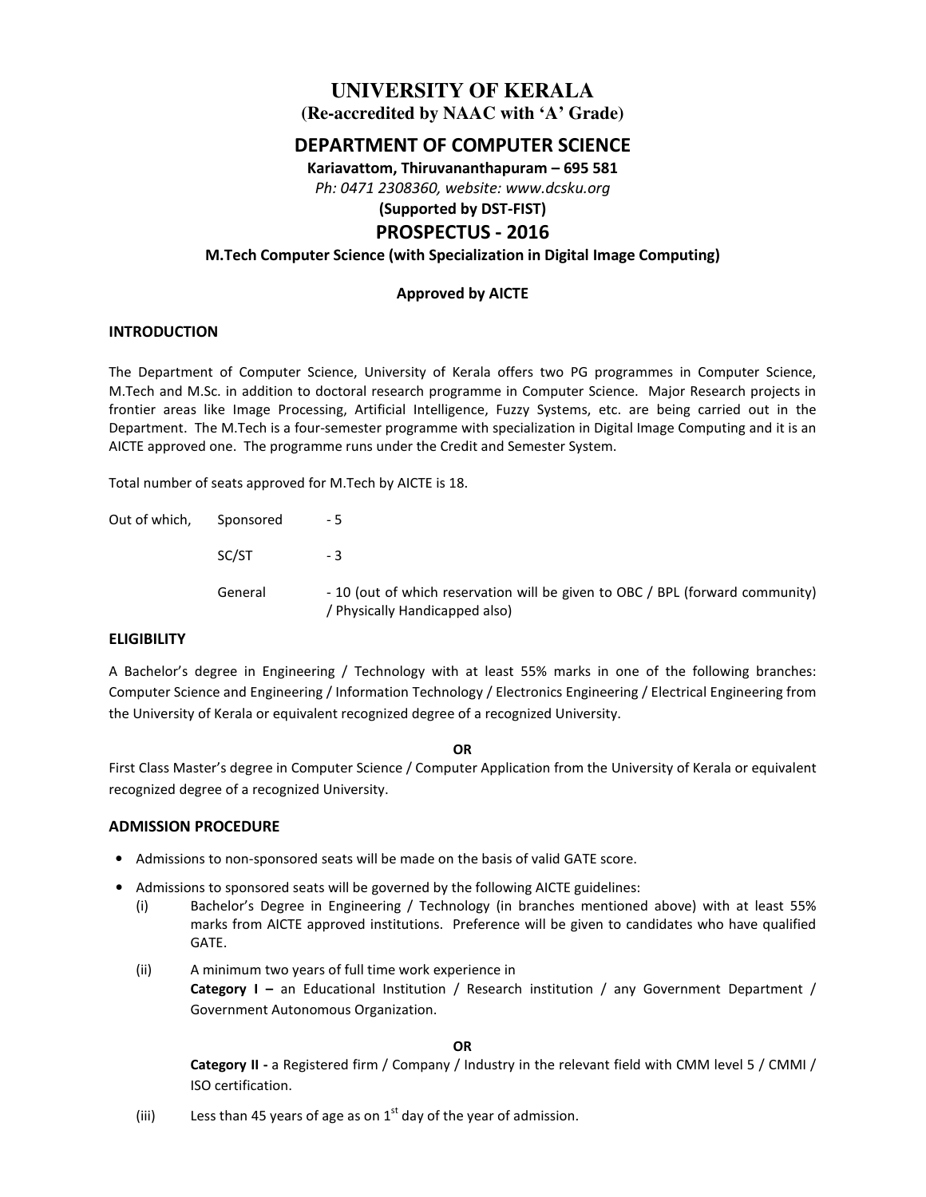# UNIVERSITY OF KERALA

**(Re-accredited by NAAC with 'A' Grade)**

## DEPARTMENT OF COMPUTER SCIENCE

**Kariavattom, Thiruvananthapuram – 695 581**

*Ph: 0471 2308360, website: www.dcsku.org*

**(Supported by DST-FIST)**

## PROSPECTUS - 2016

**M.Tech Computer Science (with Specialization in Digital Image Computing)**

**Approved by AICTE**

### INTRODUCTION

The Department of Computer Science, University of Kerala offers two PG programmes in Computer Science, M.Tech and M.Sc. in addition to doctoral research programme in Computer Science. Major Research projects in frontier areas like Image Processing, Artificial Intelligence, Fuzzy Systems, etc. are being carried out in the Department. The M.Tech is a four-semester programme with specialization in Digital Image Computing and it is an AICTE approved one. The programme runs under the Credit and Semester System.

Total number of seats approved for M.Tech by AICTE is 18.

| | | |
|---|---|---|
| Out of which, | Sponsored | - 5 |
| | SC/ST | - 3 |
| | General | - 10 (out of which reservation will be given to OBC / BPL (forward community) / Physically Handicapped also) |

### ELIGIBILITY

A Bachelor's degree in Engineering / Technology with at least 55% marks in one of the following branches: Computer Science and Engineering / Information Technology / Electronics Engineering / Electrical Engineering from the University of Kerala or equivalent recognized degree of a recognized University.

**OR**

First Class Master's degree in Computer Science / Computer Application from the University of Kerala or equivalent recognized degree of a recognized University.

### ADMISSION PROCEDURE

- Admissions to non-sponsored seats will be made on the basis of valid GATE score.
- Admissions to sponsored seats will be governed by the following AICTE guidelines:
  - (i) Bachelor's Degree in Engineering / Technology (in branches mentioned above) with at least 55% marks from AICTE approved institutions. Preference will be given to candidates who have qualified GATE.
  - (ii) A minimum two years of full time work experience in
    **Category I –** an Educational Institution / Research institution / any Government Department / Government Autonomous Organization.

    **OR**

    **Category II -** a Registered firm / Company / Industry in the relevant field with CMM level 5 / CMMI / ISO certification.
  - (iii) Less than 45 years of age as on 1st day of the year of admission.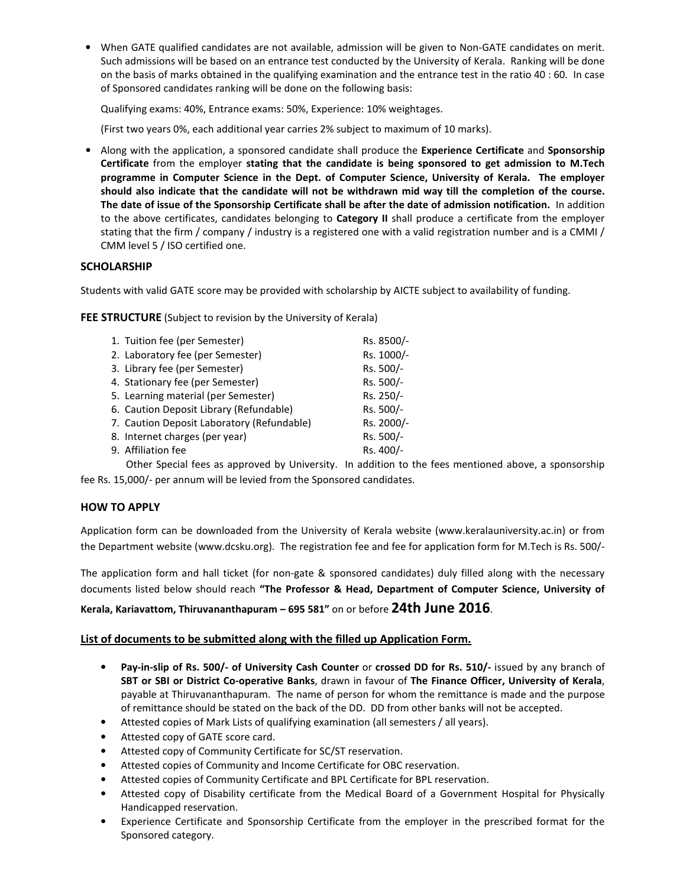- When GATE qualified candidates are not available, admission will be given to Non-GATE candidates on merit. Such admissions will be based on an entrance test conducted by the University of Kerala. Ranking will be done on the basis of marks obtained in the qualifying examination and the entrance test in the ratio 40 : 60. In case of Sponsored candidates ranking will be done on the following basis:

  Qualifying exams: 40%, Entrance exams: 50%, Experience: 10% weightages.

  (First two years 0%, each additional year carries 2% subject to maximum of 10 marks).

- Along with the application, a sponsored candidate shall produce the **Experience Certificate** and **Sponsorship Certificate** from the employer **stating that the candidate is being sponsored to get admission to M.Tech programme in Computer Science in the Dept. of Computer Science, University of Kerala. The employer should also indicate that the candidate will not be withdrawn mid way till the completion of the course. The date of issue of the Sponsorship Certificate shall be after the date of admission notification.** In addition to the above certificates, candidates belonging to **Category II** shall produce a certificate from the employer stating that the firm / company / industry is a registered one with a valid registration number and is a CMMI / CMM level 5 / ISO certified one.

### SCHOLARSHIP

Students with valid GATE score may be provided with scholarship by AICTE subject to availability of funding.

**FEE STRUCTURE** (Subject to revision by the University of Kerala)

| | |
|---|---|
| 1. Tuition fee (per Semester) | Rs. 8500/- |
| 2. Laboratory fee (per Semester) | Rs. 1000/- |
| 3. Library fee (per Semester) | Rs. 500/- |
| 4. Stationary fee (per Semester) | Rs. 500/- |
| 5. Learning material (per Semester) | Rs. 250/- |
| 6. Caution Deposit Library (Refundable) | Rs. 500/- |
| 7. Caution Deposit Laboratory (Refundable) | Rs. 2000/- |
| 8. Internet charges (per year) | Rs. 500/- |
| 9. Affiliation fee | Rs. 400/- |

Other Special fees as approved by University. In addition to the fees mentioned above, a sponsorship fee Rs. 15,000/- per annum will be levied from the Sponsored candidates.

### HOW TO APPLY

Application form can be downloaded from the University of Kerala website (www.keralauniversity.ac.in) or from the Department website (www.dcsku.org). The registration fee and fee for application form for M.Tech is Rs. 500/-

The application form and hall ticket (for non-gate & sponsored candidates) duly filled along with the necessary documents listed below should reach **"The Professor & Head, Department of Computer Science, University of Kerala, Kariavattom, Thiruvananthapuram – 695 581"** on or before **24th June 2016**.

### List of documents to be submitted along with the filled up Application Form.

- **Pay-in-slip of Rs. 500/- of University Cash Counter** or **crossed DD for Rs. 510/-** issued by any branch of **SBT or SBI or District Co-operative Banks**, drawn in favour of **The Finance Officer, University of Kerala**, payable at Thiruvananthapuram. The name of person for whom the remittance is made and the purpose of remittance should be stated on the back of the DD. DD from other banks will not be accepted.
- Attested copies of Mark Lists of qualifying examination (all semesters / all years).
- Attested copy of GATE score card.
- Attested copy of Community Certificate for SC/ST reservation.
- Attested copies of Community and Income Certificate for OBC reservation.
- Attested copies of Community Certificate and BPL Certificate for BPL reservation.
- Attested copy of Disability certificate from the Medical Board of a Government Hospital for Physically Handicapped reservation.
- Experience Certificate and Sponsorship Certificate from the employer in the prescribed format for the Sponsored category.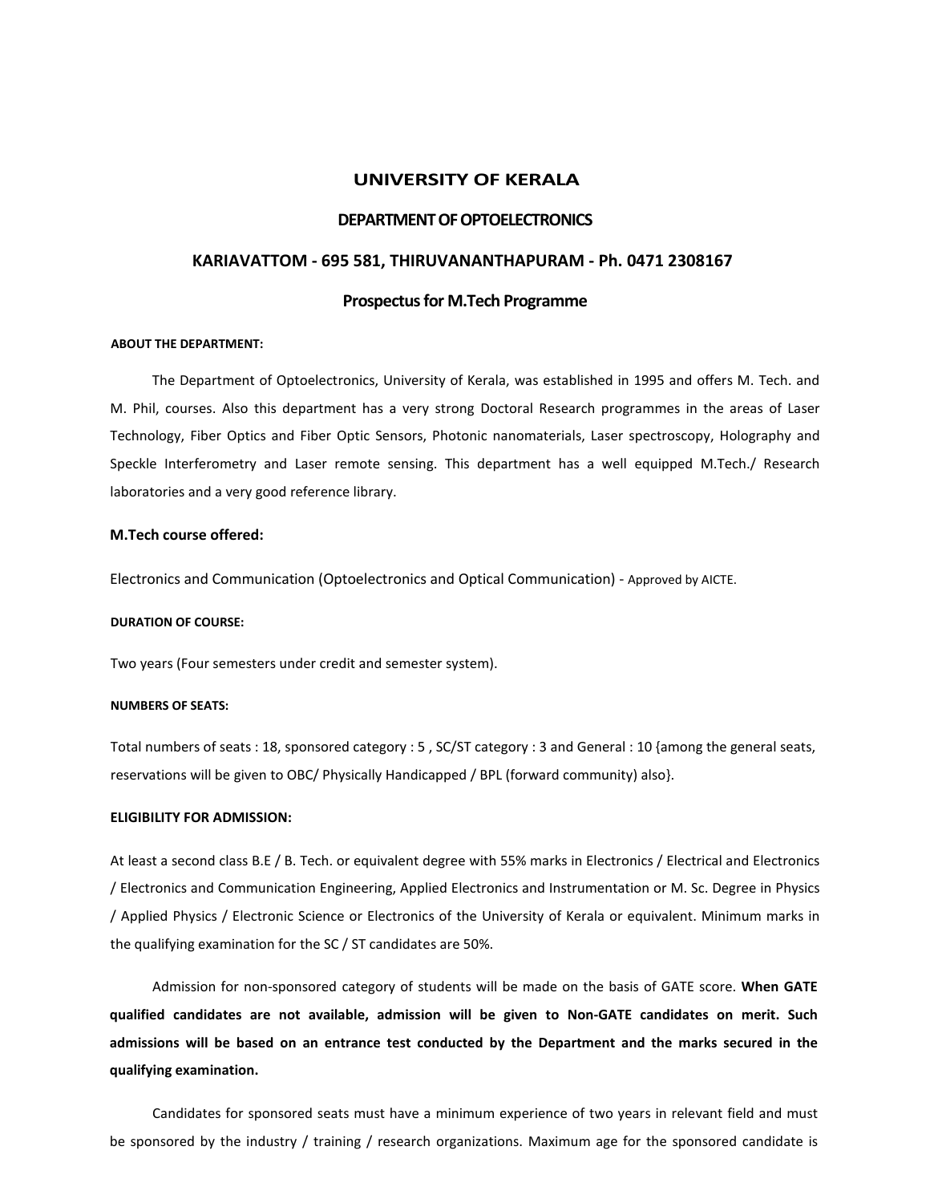# UNIVERSITY OF KERALA

## DEPARTMENT OF OPTOELECTRONICS

## KARIAVATTOM - 695 581, THIRUVANANTHAPURAM - Ph. 0471 2308167

## Prospectus for M.Tech Programme

**ABOUT THE DEPARTMENT:**

The Department of Optoelectronics, University of Kerala, was established in 1995 and offers M. Tech. and M. Phil, courses. Also this department has a very strong Doctoral Research programmes in the areas of Laser Technology, Fiber Optics and Fiber Optic Sensors, Photonic nanomaterials, Laser spectroscopy, Holography and Speckle Interferometry and Laser remote sensing. This department has a well equipped M.Tech./ Research laboratories and a very good reference library.

**M.Tech course offered:**

Electronics and Communication (Optoelectronics and Optical Communication) - Approved by AICTE.

**DURATION OF COURSE:**

Two years (Four semesters under credit and semester system).

**NUMBERS OF SEATS:**

Total numbers of seats : 18, sponsored category : 5 , SC/ST category : 3 and General : 10 {among the general seats, reservations will be given to OBC/ Physically Handicapped / BPL (forward community) also}.

**ELIGIBILITY FOR ADMISSION:**

At least a second class B.E / B. Tech. or equivalent degree with 55% marks in Electronics / Electrical and Electronics / Electronics and Communication Engineering, Applied Electronics and Instrumentation or M. Sc. Degree in Physics / Applied Physics / Electronic Science or Electronics of the University of Kerala or equivalent. Minimum marks in the qualifying examination for the SC / ST candidates are 50%.

Admission for non-sponsored category of students will be made on the basis of GATE score. **When GATE qualified candidates are not available, admission will be given to Non-GATE candidates on merit. Such admissions will be based on an entrance test conducted by the Department and the marks secured in the qualifying examination.**

Candidates for sponsored seats must have a minimum experience of two years in relevant field and must be sponsored by the industry / training / research organizations. Maximum age for the sponsored candidate is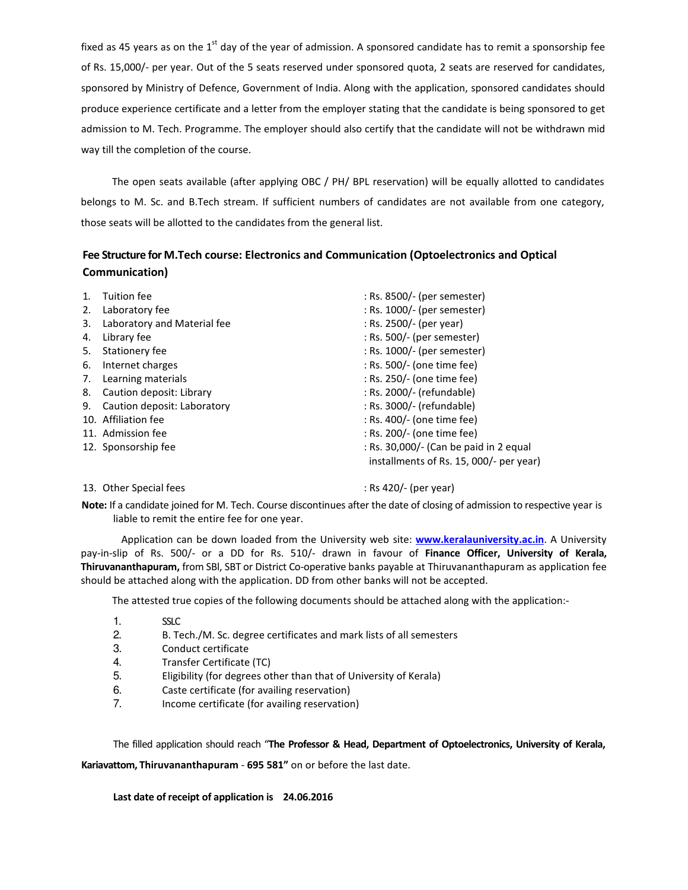fixed as 45 years as on the 1st day of the year of admission. A sponsored candidate has to remit a sponsorship fee of Rs. 15,000/- per year. Out of the 5 seats reserved under sponsored quota, 2 seats are reserved for candidates, sponsored by Ministry of Defence, Government of India. Along with the application, sponsored candidates should produce experience certificate and a letter from the employer stating that the candidate is being sponsored to get admission to M. Tech. Programme. The employer should also certify that the candidate will not be withdrawn mid way till the completion of the course.

The open seats available (after applying OBC / PH/ BPL reservation) will be equally allotted to candidates belongs to M. Sc. and B.Tech stream. If sufficient numbers of candidates are not available from one category, those seats will be allotted to the candidates from the general list.

### Fee Structure for M.Tech course: Electronics and Communication (Optoelectronics and Optical Communication)

1. Tuition fee : Rs. 8500/- (per semester)
2. Laboratory fee : Rs. 1000/- (per semester)
3. Laboratory and Material fee : Rs. 2500/- (per year)
4. Library fee : Rs. 500/- (per semester)
5. Stationery fee : Rs. 1000/- (per semester)
6. Internet charges : Rs. 500/- (one time fee)
7. Learning materials : Rs. 250/- (one time fee)
8. Caution deposit: Library : Rs. 2000/- (refundable)
9. Caution deposit: Laboratory : Rs. 3000/- (refundable)
10. Affiliation fee : Rs. 400/- (one time fee)
11. Admission fee : Rs. 200/- (one time fee)
12. Sponsorship fee : Rs. 30,000/- (Can be paid in 2 equal installments of Rs. 15, 000/- per year)
13. Other Special fees : Rs 420/- (per year)

**Note:** If a candidate joined for M. Tech. Course discontinues after the date of closing of admission to respective year is liable to remit the entire fee for one year.

Application can be down loaded from the University web site: **www.keralauniversity.ac.in**. A University pay-in-slip of Rs. 500/- or a DD for Rs. 510/- drawn in favour of **Finance Officer, University of Kerala, Thiruvananthapuram,** from SBI, SBT or District Co-operative banks payable at Thiruvananthapuram as application fee should be attached along with the application. DD from other banks will not be accepted.

The attested true copies of the following documents should be attached along with the application:-

1. SSLC
2. B. Tech./M. Sc. degree certificates and mark lists of all semesters
3. Conduct certificate
4. Transfer Certificate (TC)
5. Eligibility (for degrees other than that of University of Kerala)
6. Caste certificate (for availing reservation)
7. Income certificate (for availing reservation)

The filled application should reach "**The Professor & Head, Department of Optoelectronics, University of Kerala, Kariavattom, Thiruvananthapuram** - **695 581"** on or before the last date.

**Last date of receipt of application is 24.06.2016**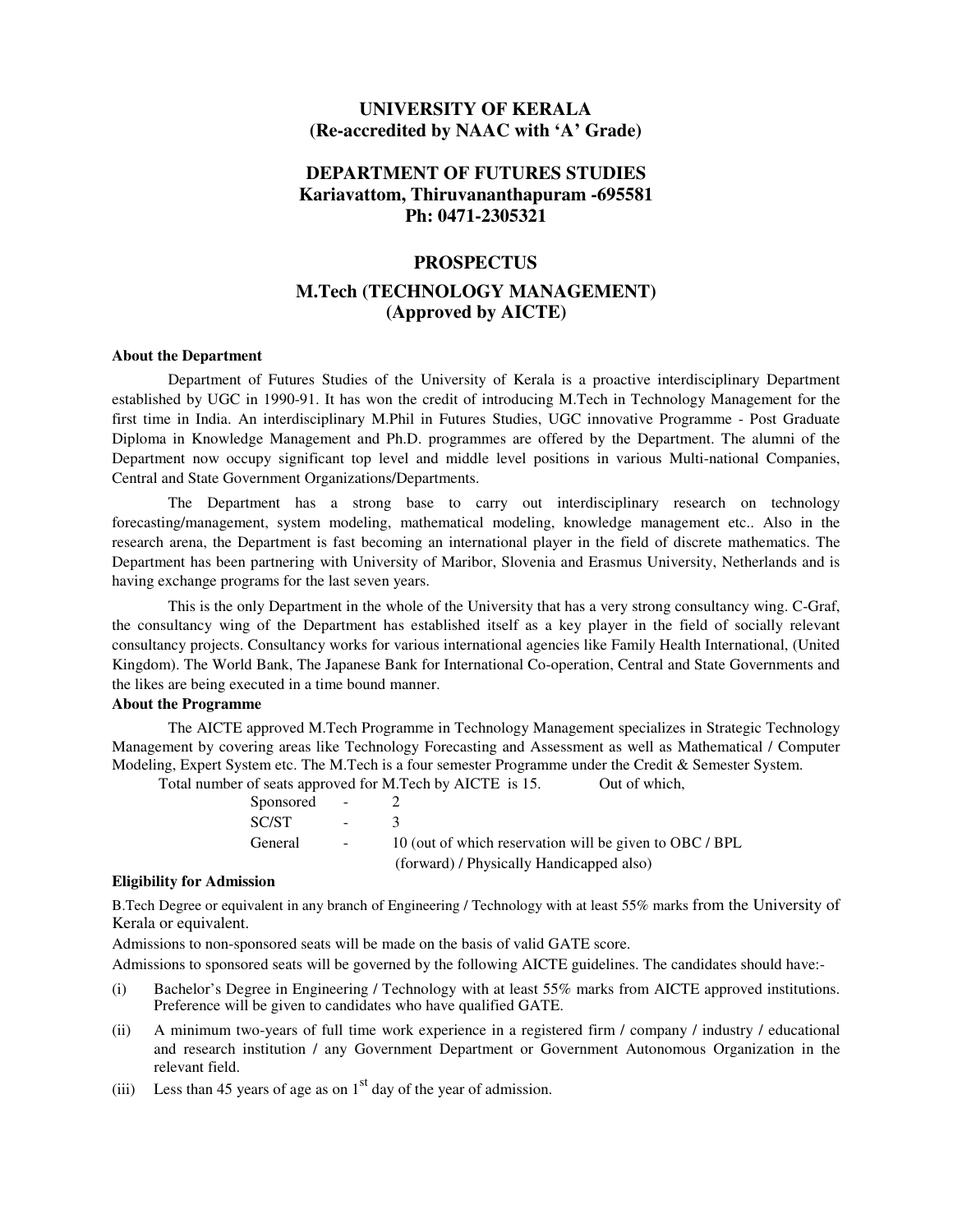# UNIVERSITY OF KERALA
## (Re-accredited by NAAC with 'A' Grade)

## DEPARTMENT OF FUTURES STUDIES
**Kariavattom, Thiruvananthapuram -695581**
**Ph: 0471-2305321**

## PROSPECTUS
## M.Tech (TECHNOLOGY MANAGEMENT)
## (Approved by AICTE)

**About the Department**

Department of Futures Studies of the University of Kerala is a proactive interdisciplinary Department established by UGC in 1990-91. It has won the credit of introducing M.Tech in Technology Management for the first time in India. An interdisciplinary M.Phil in Futures Studies, UGC innovative Programme - Post Graduate Diploma in Knowledge Management and Ph.D. programmes are offered by the Department. The alumni of the Department now occupy significant top level and middle level positions in various Multi-national Companies, Central and State Government Organizations/Departments.

The Department has a strong base to carry out interdisciplinary research on technology forecasting/management, system modeling, mathematical modeling, knowledge management etc.. Also in the research arena, the Department is fast becoming an international player in the field of discrete mathematics. The Department has been partnering with University of Maribor, Slovenia and Erasmus University, Netherlands and is having exchange programs for the last seven years.

This is the only Department in the whole of the University that has a very strong consultancy wing. C-Graf, the consultancy wing of the Department has established itself as a key player in the field of socially relevant consultancy projects. Consultancy works for various international agencies like Family Health International, (United Kingdom). The World Bank, The Japanese Bank for International Co-operation, Central and State Governments and the likes are being executed in a time bound manner.

**About the Programme**

The AICTE approved M.Tech Programme in Technology Management specializes in Strategic Technology Management by covering areas like Technology Forecasting and Assessment as well as Mathematical / Computer Modeling, Expert System etc. The M.Tech is a four semester Programme under the Credit & Semester System.

Total number of seats approved for M.Tech by AICTE is 15. Out of which,

| | | |
|---|---|---|
| Sponsored | - | 2 |
| SC/ST | - | 3 |
| General | - | 10 (out of which reservation will be given to OBC / BPL (forward) / Physically Handicapped also) |

**Eligibility for Admission**

B.Tech Degree or equivalent in any branch of Engineering / Technology with at least 55% marks from the University of Kerala or equivalent.

Admissions to non-sponsored seats will be made on the basis of valid GATE score.

Admissions to sponsored seats will be governed by the following AICTE guidelines. The candidates should have:-

(i) Bachelor's Degree in Engineering / Technology with at least 55% marks from AICTE approved institutions. Preference will be given to candidates who have qualified GATE.

(ii) A minimum two-years of full time work experience in a registered firm / company / industry / educational and research institution / any Government Department or Government Autonomous Organization in the relevant field.

(iii) Less than 45 years of age as on 1st day of the year of admission.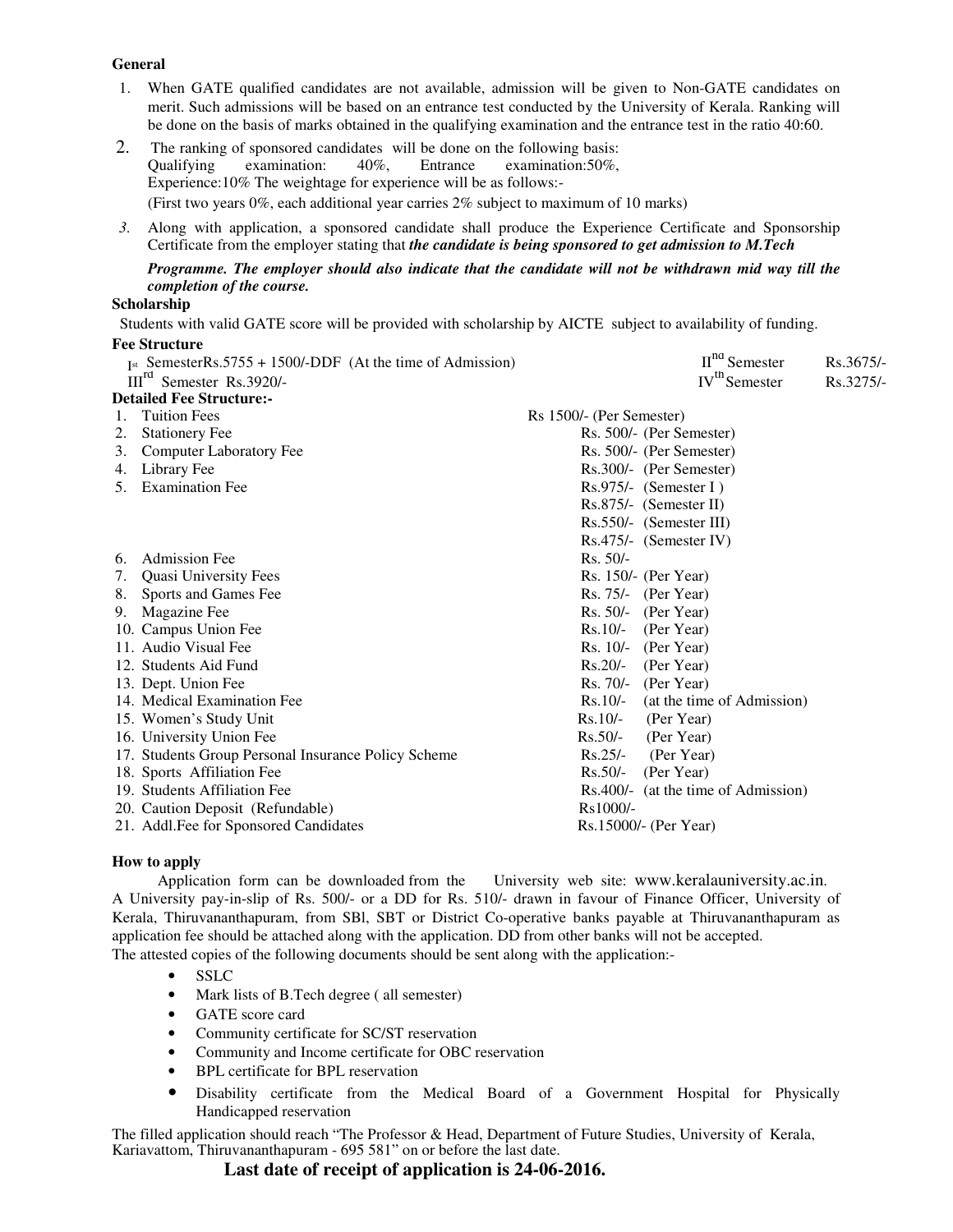**General**

1. When GATE qualified candidates are not available, admission will be given to Non-GATE candidates on merit. Such admissions will be based on an entrance test conducted by the University of Kerala. Ranking will be done on the basis of marks obtained in the qualifying examination and the entrance test in the ratio 40:60.
2. The ranking of sponsored candidates will be done on the following basis: Qualifying examination: 40%, Entrance examination:50%, Experience:10% The weightage for experience will be as follows:-
   (First two years 0%, each additional year carries 2% subject to maximum of 10 marks)
3. Along with application, a sponsored candidate shall produce the Experience Certificate and Sponsorship Certificate from the employer stating that ***the candidate is being sponsored to get admission to M.Tech Programme. The employer should also indicate that the candidate will not be withdrawn mid way till the completion of the course.***

**Scholarship**

Students with valid GATE score will be provided with scholarship by AICTE subject to availability of funding.

**Fee Structure**

| | |
|---|---|
| Ist Semester Rs.5755 + 1500/-DDF (At the time of Admission) | IInd Semester Rs.3675/- |
| IIIrd Semester Rs.3920/- | IVth Semester Rs.3275/- |

**Detailed Fee Structure:-**

| | | |
|---|---|---|
| 1. | Tuition Fees | Rs 1500/- (Per Semester) |
| 2. | Stationery Fee | Rs. 500/- (Per Semester) |
| 3. | Computer Laboratory Fee | Rs. 500/- (Per Semester) |
| 4. | Library Fee | Rs.300/- (Per Semester) |
| 5. | Examination Fee | Rs.975/- (Semester I ) |
| | | Rs.875/- (Semester II) |
| | | Rs.550/- (Semester III) |
| | | Rs.475/- (Semester IV) |
| 6. | Admission Fee | Rs. 50/- |
| 7. | Quasi University Fees | Rs. 150/- (Per Year) |
| 8. | Sports and Games Fee | Rs. 75/- (Per Year) |
| 9. | Magazine Fee | Rs. 50/- (Per Year) |
| 10. | Campus Union Fee | Rs.10/- (Per Year) |
| 11. | Audio Visual Fee | Rs. 10/- (Per Year) |
| 12. | Students Aid Fund | Rs.20/- (Per Year) |
| 13. | Dept. Union Fee | Rs. 70/- (Per Year) |
| 14. | Medical Examination Fee | Rs.10/- (at the time of Admission) |
| 15. | Women's Study Unit | Rs.10/- (Per Year) |
| 16. | University Union Fee | Rs.50/- (Per Year) |
| 17. | Students Group Personal Insurance Policy Scheme | Rs.25/- (Per Year) |
| 18. | Sports Affiliation Fee | Rs.50/- (Per Year) |
| 19. | Students Affiliation Fee | Rs.400/- (at the time of Admission) |
| 20. | Caution Deposit (Refundable) | Rs1000/- |
| 21. | Addl.Fee for Sponsored Candidates | Rs.15000/- (Per Year) |

**How to apply**

Application form can be downloaded from the University web site: www.keralauniversity.ac.in. A University pay-in-slip of Rs. 500/- or a DD for Rs. 510/- drawn in favour of Finance Officer, University of Kerala, Thiruvananthapuram, from SBl, SBT or District Co-operative banks payable at Thiruvananthapuram as application fee should be attached along with the application. DD from other banks will not be accepted.
The attested copies of the following documents should be sent along with the application:-

- SSLC
- Mark lists of B.Tech degree ( all semester)
- GATE score card
- Community certificate for SC/ST reservation
- Community and Income certificate for OBC reservation
- BPL certificate for BPL reservation
- Disability certificate from the Medical Board of a Government Hospital for Physically Handicapped reservation

The filled application should reach "The Professor & Head, Department of Future Studies, University of Kerala, Kariavattom, Thiruvananthapuram - 695 581" on or before the last date.

**Last date of receipt of application is 24-06-2016.**